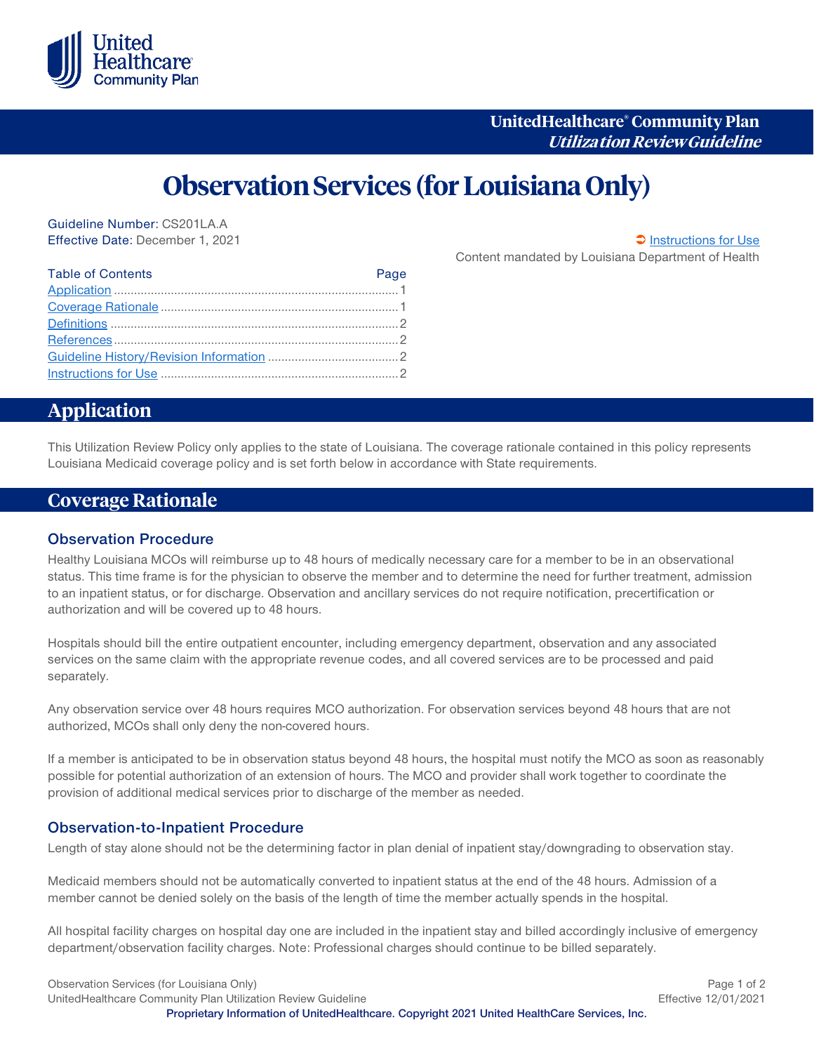**UnitedHealthcare® Community Plan**
***Utilization Review Guideline***

# Observation Services (for Louisiana Only)

Guideline Number: CS201LA.A
Effective Date: December 1, 2021

➲ Instructions for Use

Content mandated by Louisiana Department of Health

| Table of Contents | Page |
|---|---|
| Application | 1 |
| Coverage Rationale | 1 |
| Definitions | 2 |
| References | 2 |
| Guideline History/Revision Information | 2 |
| Instructions for Use | 2 |

## Application

This Utilization Review Policy only applies to the state of Louisiana. The coverage rationale contained in this policy represents Louisiana Medicaid coverage policy and is set forth below in accordance with State requirements.

## Coverage Rationale

### Observation Procedure

Healthy Louisiana MCOs will reimburse up to 48 hours of medically necessary care for a member to be in an observational status. This time frame is for the physician to observe the member and to determine the need for further treatment, admission to an inpatient status, or for discharge. Observation and ancillary services do not require notification, precertification or authorization and will be covered up to 48 hours.

Hospitals should bill the entire outpatient encounter, including emergency department, observation and any associated services on the same claim with the appropriate revenue codes, and all covered services are to be processed and paid separately.

Any observation service over 48 hours requires MCO authorization. For observation services beyond 48 hours that are not authorized, MCOs shall only deny the non-covered hours.

If a member is anticipated to be in observation status beyond 48 hours, the hospital must notify the MCO as soon as reasonably possible for potential authorization of an extension of hours. The MCO and provider shall work together to coordinate the provision of additional medical services prior to discharge of the member as needed.

### Observation-to-Inpatient Procedure

Length of stay alone should not be the determining factor in plan denial of inpatient stay/downgrading to observation stay.

Medicaid members should not be automatically converted to inpatient status at the end of the 48 hours. Admission of a member cannot be denied solely on the basis of the length of time the member actually spends in the hospital.

All hospital facility charges on hospital day one are included in the inpatient stay and billed accordingly inclusive of emergency department/observation facility charges. Note: Professional charges should continue to be billed separately.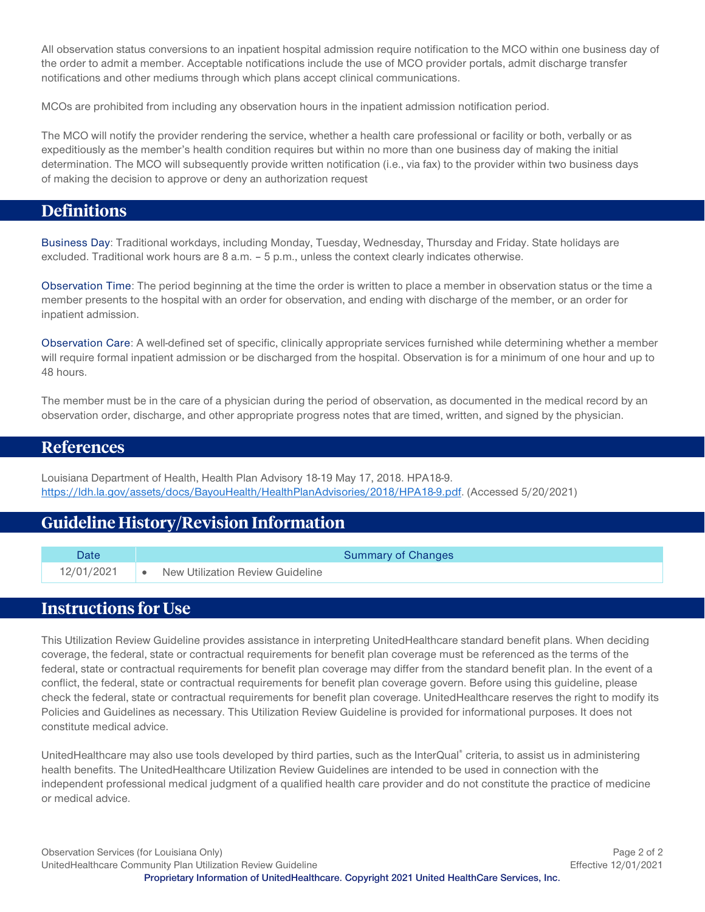All observation status conversions to an inpatient hospital admission require notification to the MCO within one business day of the order to admit a member. Acceptable notifications include the use of MCO provider portals, admit discharge transfer notifications and other mediums through which plans accept clinical communications.

MCOs are prohibited from including any observation hours in the inpatient admission notification period.

The MCO will notify the provider rendering the service, whether a health care professional or facility or both, verbally or as expeditiously as the member's health condition requires but within no more than one business day of making the initial determination. The MCO will subsequently provide written notification (i.e., via fax) to the provider within two business days of making the decision to approve or deny an authorization request

## Definitions

Business Day: Traditional workdays, including Monday, Tuesday, Wednesday, Thursday and Friday. State holidays are excluded. Traditional work hours are 8 a.m. – 5 p.m., unless the context clearly indicates otherwise.

Observation Time: The period beginning at the time the order is written to place a member in observation status or the time a member presents to the hospital with an order for observation, and ending with discharge of the member, or an order for inpatient admission.

Observation Care: A well-defined set of specific, clinically appropriate services furnished while determining whether a member will require formal inpatient admission or be discharged from the hospital. Observation is for a minimum of one hour and up to 48 hours.

The member must be in the care of a physician during the period of observation, as documented in the medical record by an observation order, discharge, and other appropriate progress notes that are timed, written, and signed by the physician.

## References

Louisiana Department of Health, Health Plan Advisory 18-19 May 17, 2018. HPA18-9. https://ldh.la.gov/assets/docs/BayouHealth/HealthPlanAdvisories/2018/HPA18-9.pdf. (Accessed 5/20/2021)

## Guideline History/Revision Information

| Date | Summary of Changes |
|---|---|
| 12/01/2021 | • New Utilization Review Guideline |

## Instructions for Use

This Utilization Review Guideline provides assistance in interpreting UnitedHealthcare standard benefit plans. When deciding coverage, the federal, state or contractual requirements for benefit plan coverage must be referenced as the terms of the federal, state or contractual requirements for benefit plan coverage may differ from the standard benefit plan. In the event of a conflict, the federal, state or contractual requirements for benefit plan coverage govern. Before using this guideline, please check the federal, state or contractual requirements for benefit plan coverage. UnitedHealthcare reserves the right to modify its Policies and Guidelines as necessary. This Utilization Review Guideline is provided for informational purposes. It does not constitute medical advice.

UnitedHealthcare may also use tools developed by third parties, such as the InterQual® criteria, to assist us in administering health benefits. The UnitedHealthcare Utilization Review Guidelines are intended to be used in connection with the independent professional medical judgment of a qualified health care provider and do not constitute the practice of medicine or medical advice.